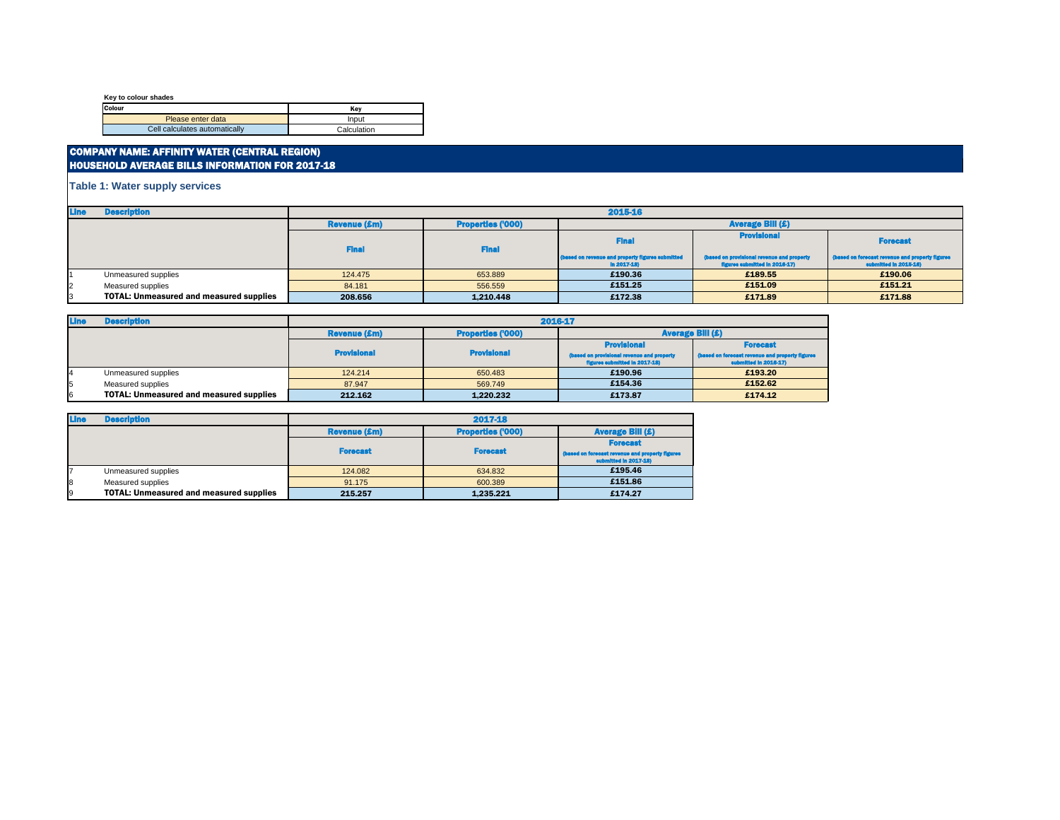**Key to colour shades**

| Colour | Key |
|---|---|
| Please enter data | Input |
| Cell calculates automatically | Calculation |

## COMPANY NAME: AFFINITY WATER (CENTRAL REGION)
## HOUSEHOLD AVERAGE BILLS INFORMATION FOR 2017-18

### Table 1: Water supply services

| Line | Description | 2015-16 | | | | |
|---|---|---|---|---|---|---|
| | | Revenue (£m) | Properties ('000) | Average Bill (£) | | |
| | | Final | Final | Final (based on revenue and property figures submitted in 2017-18) | Provisional (based on provisional revenue and property figures submitted in 2016-17) | Forecast (based on forecast revenue and property figures submitted in 2015-16) |
| 1 | Unmeasured supplies | 124.475 | 653.889 | £190.36 | £189.55 | £190.06 |
| 2 | Measured supplies | 84.181 | 556.559 | £151.25 | £151.09 | £151.21 |
| 3 | **TOTAL: Unmeasured and measured supplies** | **208.656** | **1,210.448** | **£172.38** | **£171.89** | **£171.88** |

| Line | Description | 2016-17 | | | |
|---|---|---|---|---|---|
| | | Revenue (£m) | Properties ('000) | Average Bill (£) | |
| | | Provisional | Provisional | Provisional (based on provisional revenue and property figures submitted in 2017-18) | Forecast (based on forecast revenue and property figures submitted in 2016-17) |
| 4 | Unmeasured supplies | 124.214 | 650.483 | £190.96 | £193.20 |
| 5 | Measured supplies | 87.947 | 569.749 | £154.36 | £152.62 |
| 6 | **TOTAL: Unmeasured and measured supplies** | **212.162** | **1,220.232** | **£173.87** | **£174.12** |

| Line | Description | 2017-18 | | |
|---|---|---|---|---|
| | | Revenue (£m) | Properties ('000) | Average Bill (£) |
| | | Forecast | Forecast | Forecast (based on forecast revenue and property figures submitted in 2017-18) |
| 7 | Unmeasured supplies | 124.082 | 634.832 | £195.46 |
| 8 | Measured supplies | 91.175 | 600.389 | £151.86 |
| 9 | **TOTAL: Unmeasured and measured supplies** | **215.257** | **1,235.221** | **£174.27** |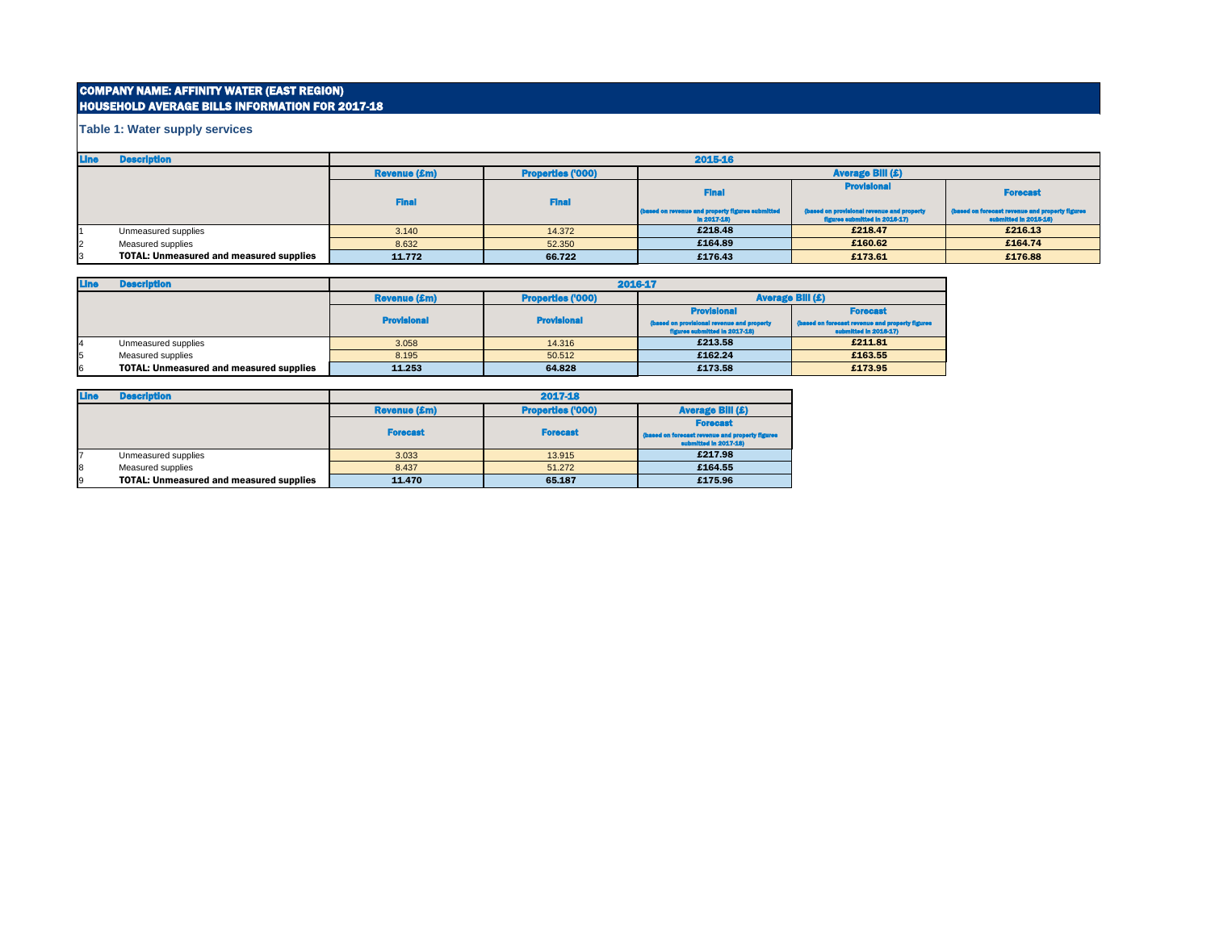**COMPANY NAME: AFFINITY WATER (EAST REGION)**
**HOUSEHOLD AVERAGE BILLS INFORMATION FOR 2017-18**

### Table 1: Water supply services

| Line | Description | 2015-16 | | | | |
|---|---|---|---|---|---|---|
| | | Revenue (£m) | Properties ('000) | Average Bill (£) | | |
| | | Final | Final | Final (based on revenue and property figures submitted in 2017-18) | Provisional (based on provisional revenue and property figures submitted in 2016-17) | Forecast (based on forecast revenue and property figures submitted in 2015-16) |
| 1 | Unmeasured supplies | 3.140 | 14.372 | £218.48 | £218.47 | £216.13 |
| 2 | Measured supplies | 8.632 | 52.350 | £164.89 | £160.62 | £164.74 |
| 3 | **TOTAL: Unmeasured and measured supplies** | **11.772** | **66.722** | **£176.43** | **£173.61** | **£176.88** |

| Line | Description | 2016-17 | | | |
|---|---|---|---|---|---|
| | | Revenue (£m) | Properties ('000) | Average Bill (£) | |
| | | Provisional | Provisional | Provisional (based on provisional revenue and property figures submitted in 2017-18) | Forecast (based on forecast revenue and property figures submitted in 2016-17) |
| 4 | Unmeasured supplies | 3.058 | 14.316 | £213.58 | £211.81 |
| 5 | Measured supplies | 8.195 | 50.512 | £162.24 | £163.55 |
| 6 | **TOTAL: Unmeasured and measured supplies** | **11.253** | **64.828** | **£173.58** | **£173.95** |

| Line | Description | 2017-18 | | |
|---|---|---|---|---|
| | | Revenue (£m) | Properties ('000) | Average Bill (£) |
| | | Forecast | Forecast | Forecast (based on forecast revenue and property figures submitted in 2017-18) |
| 7 | Unmeasured supplies | 3.033 | 13.915 | £217.98 |
| 8 | Measured supplies | 8.437 | 51.272 | £164.55 |
| 9 | **TOTAL: Unmeasured and measured supplies** | **11.470** | **65.187** | **£175.96** |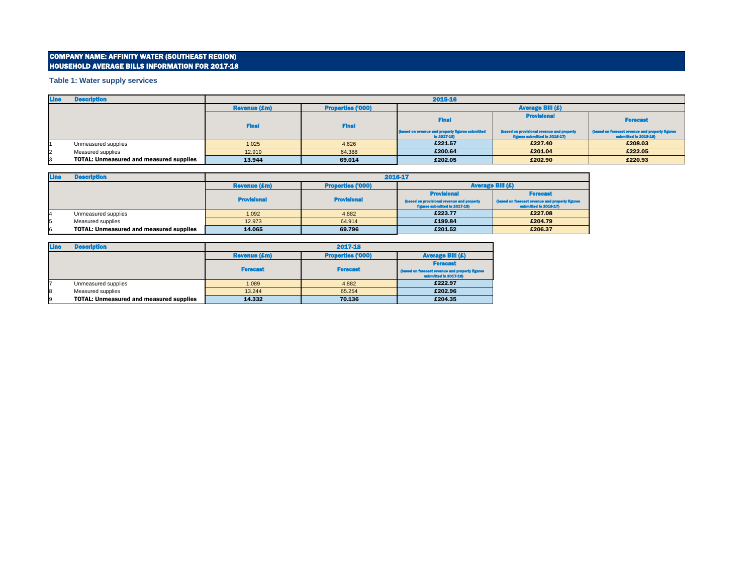# COMPANY NAME: AFFINITY WATER (SOUTHEAST REGION)
## HOUSEHOLD AVERAGE BILLS INFORMATION FOR 2017-18

### Table 1: Water supply services

| Line | Description | 2015-16 | | | | |
|---|---|---|---|---|---|---|
| | | Revenue (£m) | Properties ('000) | Average Bill (£) | | |
| | | Final | Final | Final (based on revenue and property figures submitted in 2017-18) | Provisional (based on provisional revenue and property figures submitted in 2016-17) | Forecast (based on forecast revenue and property figures submitted in 2015-16) |
| 1 | Unmeasured supplies | 1.025 | 4.626 | £221.57 | £227.40 | £208.03 |
| 2 | Measured supplies | 12.919 | 64.388 | £200.64 | £201.04 | £222.05 |
| 3 | **TOTAL: Unmeasured and measured supplies** | **13.944** | **69.014** | **£202.05** | **£202.90** | **£220.93** |

| Line | Description | 2016-17 | | | |
|---|---|---|---|---|---|
| | | Revenue (£m) | Properties ('000) | Average Bill (£) | |
| | | Provisional | Provisional | Provisional (based on provisional revenue and property figures submitted in 2017-18) | Forecast (based on forecast revenue and property figures submitted in 2016-17) |
| 4 | Unmeasured supplies | 1.092 | 4.882 | £223.77 | £227.08 |
| 5 | Measured supplies | 12.973 | 64.914 | £199.84 | £204.79 |
| 6 | **TOTAL: Unmeasured and measured supplies** | **14.065** | **69.796** | **£201.52** | **£206.37** |

| Line | Description | 2017-18 | | |
|---|---|---|---|---|
| | | Revenue (£m) | Properties ('000) | Average Bill (£) |
| | | Forecast | Forecast | Forecast (based on forecast revenue and property figures submitted in 2017-18) |
| 7 | Unmeasured supplies | 1.089 | 4.882 | £222.97 |
| 8 | Measured supplies | 13.244 | 65.254 | £202.96 |
| 9 | **TOTAL: Unmeasured and measured supplies** | **14.332** | **70.136** | **£204.35** |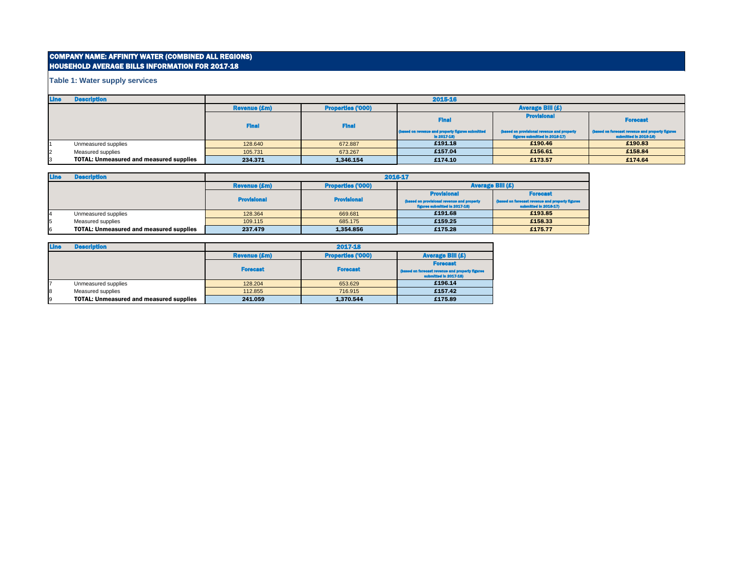# COMPANY NAME: AFFINITY WATER (COMBINED ALL REGIONS)
## HOUSEHOLD AVERAGE BILLS INFORMATION FOR 2017-18

### Table 1: Water supply services

| Line | Description | 2015-16 | | | | |
|---|---|---|---|---|---|---|
| | | Revenue (£m) | Properties ('000) | Average Bill (£) | | |
| | | Final | Final | Final (based on revenue and property figures submitted in 2017-18) | Provisional (based on provisional revenue and property figures submitted in 2016-17) | Forecast (based on forecast revenue and property figures submitted in 2015-16) |
| 1 | Unmeasured supplies | 128.640 | 672.887 | £191.18 | £190.46 | £190.83 |
| 2 | Measured supplies | 105.731 | 673.267 | £157.04 | £156.61 | £158.84 |
| 3 | **TOTAL: Unmeasured and measured supplies** | **234.371** | **1,346.154** | **£174.10** | **£173.57** | **£174.64** |

| Line | Description | 2016-17 | | | |
|---|---|---|---|---|---|
| | | Revenue (£m) | Properties ('000) | Average Bill (£) | |
| | | Provisional | Provisional | Provisional (based on provisional revenue and property figures submitted in 2017-18) | Forecast (based on forecast revenue and property figures submitted in 2016-17) |
| 4 | Unmeasured supplies | 128.364 | 669.681 | £191.68 | £193.85 |
| 5 | Measured supplies | 109.115 | 685.175 | £159.25 | £158.33 |
| 6 | **TOTAL: Unmeasured and measured supplies** | **237.479** | **1,354.856** | **£175.28** | **£175.77** |

| Line | Description | 2017-18 | | |
|---|---|---|---|---|
| | | Revenue (£m) | Properties ('000) | Average Bill (£) |
| | | Forecast | Forecast | Forecast (based on forecast revenue and property figures submitted in 2017-18) |
| 7 | Unmeasured supplies | 128.204 | 653.629 | £196.14 |
| 8 | Measured supplies | 112.855 | 716.915 | £157.42 |
| 9 | **TOTAL: Unmeasured and measured supplies** | **241.059** | **1,370.544** | **£175.89** |